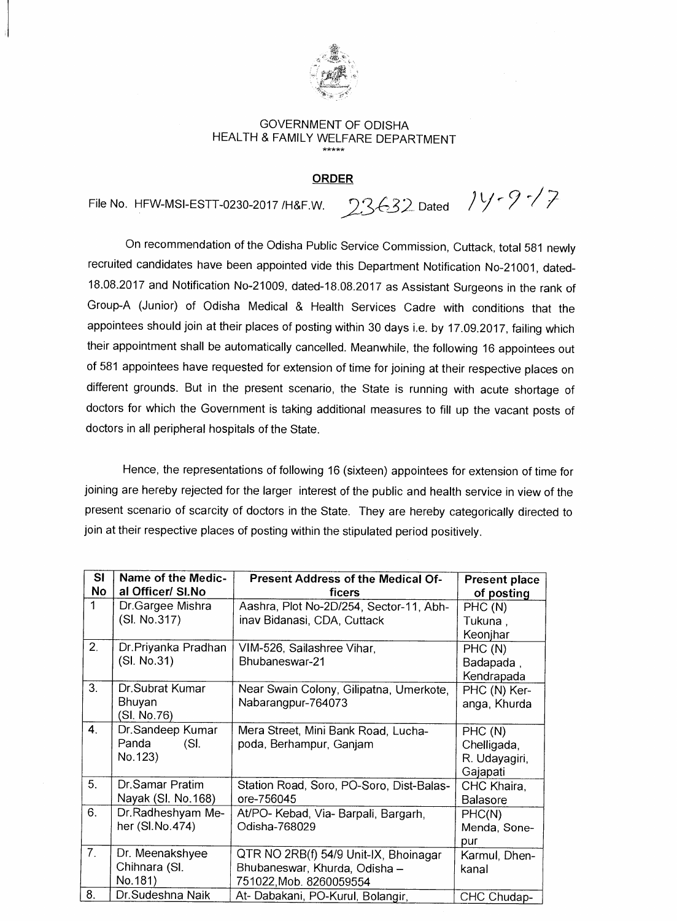GOVERNMENT OF ODISHA
HEALTH & FAMILY WELFARE DEPARTMENT
\*\*\*\*\*

## ORDER

File No. HFW-MSI-ESTT-0230-2017 /H&F.W. 23632 Dated 14-9-17

On recommendation of the Odisha Public Service Commission, Cuttack, total 581 newly recruited candidates have been appointed vide this Department Notification No-21001, dated-18.08.2017 and Notification No-21009, dated-18.08.2017 as Assistant Surgeons in the rank of Group-A (Junior) of Odisha Medical & Health Services Cadre with conditions that the appointees should join at their places of posting within 30 days i.e. by 17.09.2017, failing which their appointment shall be automatically cancelled. Meanwhile, the following 16 appointees out of 581 appointees have requested for extension of time for joining at their respective places on different grounds. But in the present scenario, the State is running with acute shortage of doctors for which the Government is taking additional measures to fill up the vacant posts of doctors in all peripheral hospitals of the State.

Hence, the representations of following 16 (sixteen) appointees for extension of time for joining are hereby rejected for the larger interest of the public and health service in view of the present scenario of scarcity of doctors in the State. They are hereby categorically directed to join at their respective places of posting within the stipulated period positively.

| Sl No | Name of the Medical Officer/ Sl.No | Present Address of the Medical Officers | Present place of posting |
|---|---|---|---|
| 1 | Dr.Gargee Mishra (Sl. No.317) | Aashra, Plot No-2D/254, Sector-11, Abhinav Bidanasi, CDA, Cuttack | PHC (N) Tukuna, Keonjhar |
| 2. | Dr.Priyanka Pradhan (Sl. No.31) | VIM-526, Sailashree Vihar, Bhubaneswar-21 | PHC (N) Badapada, Kendrapada |
| 3. | Dr.Subrat Kumar Bhuyan (Sl. No.76) | Near Swain Colony, Gilipatna, Umerkote, Nabarangpur-764073 | PHC (N) Keranga, Khurda |
| 4. | Dr.Sandeep Kumar Panda (Sl. No.123) | Mera Street, Mini Bank Road, Luchapoda, Berhampur, Ganjam | PHC (N) Chelligada, R. Udayagiri, Gajapati |
| 5. | Dr.Samar Pratim Nayak (Sl. No.168) | Station Road, Soro, PO-Soro, Dist-Balasore-756045 | CHC Khaira, Balasore |
| 6. | Dr.Radheshyam Meher (Sl.No.474) | At/PO- Kebad, Via- Barpali, Bargarh, Odisha-768029 | PHC(N) Menda, Sonepur |
| 7. | Dr. Meenakshyee Chihnara (Sl. No.181) | QTR NO 2RB(f) 54/9 Unit-IX, Bhoinagar Bhubaneswar, Khurda, Odisha – 751022,Mob. 8260059554 | Karmul, Dhenkanal |
| 8. | Dr.Sudeshna Naik | At- Dabakani, PO-Kurul, Bolangir, | CHC Chudap- |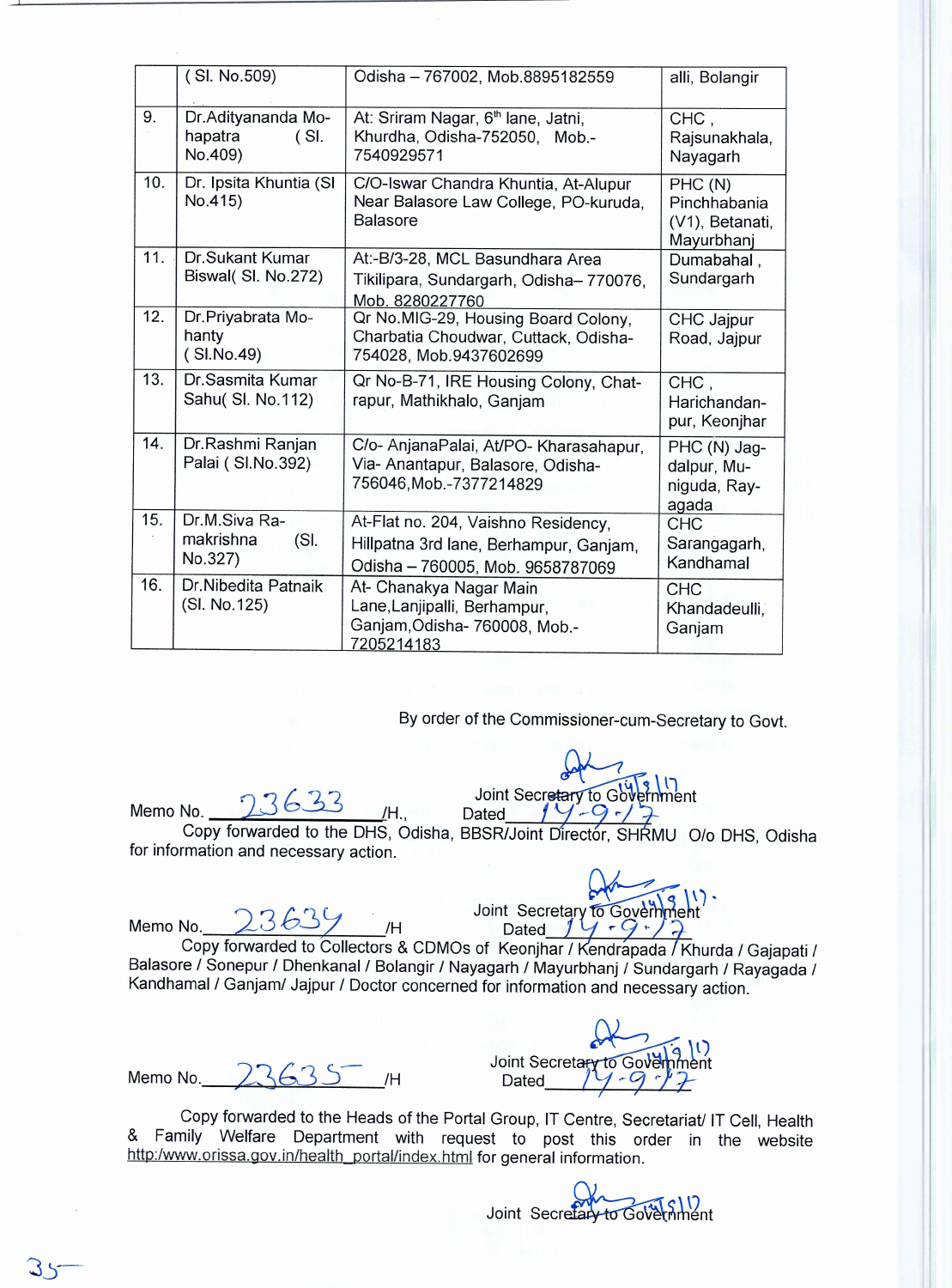| | | | |
|---|---|---|---|
| | ( Sl. No.509) | Odisha – 767002, Mob.8895182559 | alli, Bolangir |
| 9. | Dr.Adityananda Mohapatra ( Sl. No.409) | At: Sriram Nagar, 6th lane, Jatni, Khurdha, Odisha-752050, Mob.-7540929571 | CHC , Rajsunakhala, Nayagarh |
| 10. | Dr. Ipsita Khuntia (Sl No.415) | C/O-Iswar Chandra Khuntia, At-Alupur Near Balasore Law College, PO-kuruda, Balasore | PHC (N) Pinchhabania (V1), Betanati, Mayurbhanj |
| 11. | Dr.Sukant Kumar Biswal( Sl. No.272) | At:-B/3-28, MCL Basundhara Area Tikilipara, Sundargarh, Odisha– 770076, Mob. 8280227760 | Dumabahal , Sundargarh |
| 12. | Dr.Priyabrata Mohanty ( Sl.No.49) | Qr No.MIG-29, Housing Board Colony, Charbatia Choudwar, Cuttack, Odisha-754028, Mob.9437602699 | CHC Jajpur Road, Jajpur |
| 13. | Dr.Sasmita Kumar Sahu( Sl. No.112) | Qr No-B-71, IRE Housing Colony, Chatrapur, Mathikhalo, Ganjam | CHC , Harichandanpur, Keonjhar |
| 14. | Dr.Rashmi Ranjan Palai ( Sl.No.392) | C/o- AnjanaPalai, At/PO- Kharasahapur, Via- Anantapur, Balasore, Odisha-756046,Mob.-7377214829 | PHC (N) Jagdalpur, Muniguda, Rayagada |
| 15. | Dr.M.Siva Ramakrishna (Sl. No.327) | At-Flat no. 204, Vaishno Residency, Hillpatna 3rd lane, Berhampur, Ganjam, Odisha – 760005, Mob. 9658787069 | CHC Sarangagarh, Kandhamal |
| 16. | Dr.Nibedita Patnaik (Sl. No.125) | At- Chanakya Nagar Main Lane,Lanjipalli, Berhampur, Ganjam,Odisha- 760008, Mob.-7205214183 | CHC Khandadeulli, Ganjam |

By order of the Commissioner-cum-Secretary to Govt.

Joint Secretary to Government 14/9/17

Memo No. 23633 /H., Dated 14-9-17

Copy forwarded to the DHS, Odisha, BBSR/Joint Director, SHRMU O/o DHS, Odisha for information and necessary action.

Joint Secretary to Government 14/9/17.

Memo No. 23634 /H Dated 14-9-17

Copy forwarded to Collectors & CDMOs of Keonjhar / Kendrapada / Khurda / Gajapati / Balasore / Sonepur / Dhenkanal / Bolangir / Nayagarh / Mayurbhanj / Sundargarh / Rayagada / Kandhamal / Ganjam/ Jajpur / Doctor concerned for information and necessary action.

Joint Secretary to Government 14/9/17

Memo No. 23635 /H Dated 14-9-17

Copy forwarded to the Heads of the Portal Group, IT Centre, Secretariat/ IT Cell, Health & Family Welfare Department with request to post this order in the website http:/www.orissa.gov.in/health_portal/index.html for general information.

Joint Secretary to Government 14/9/17